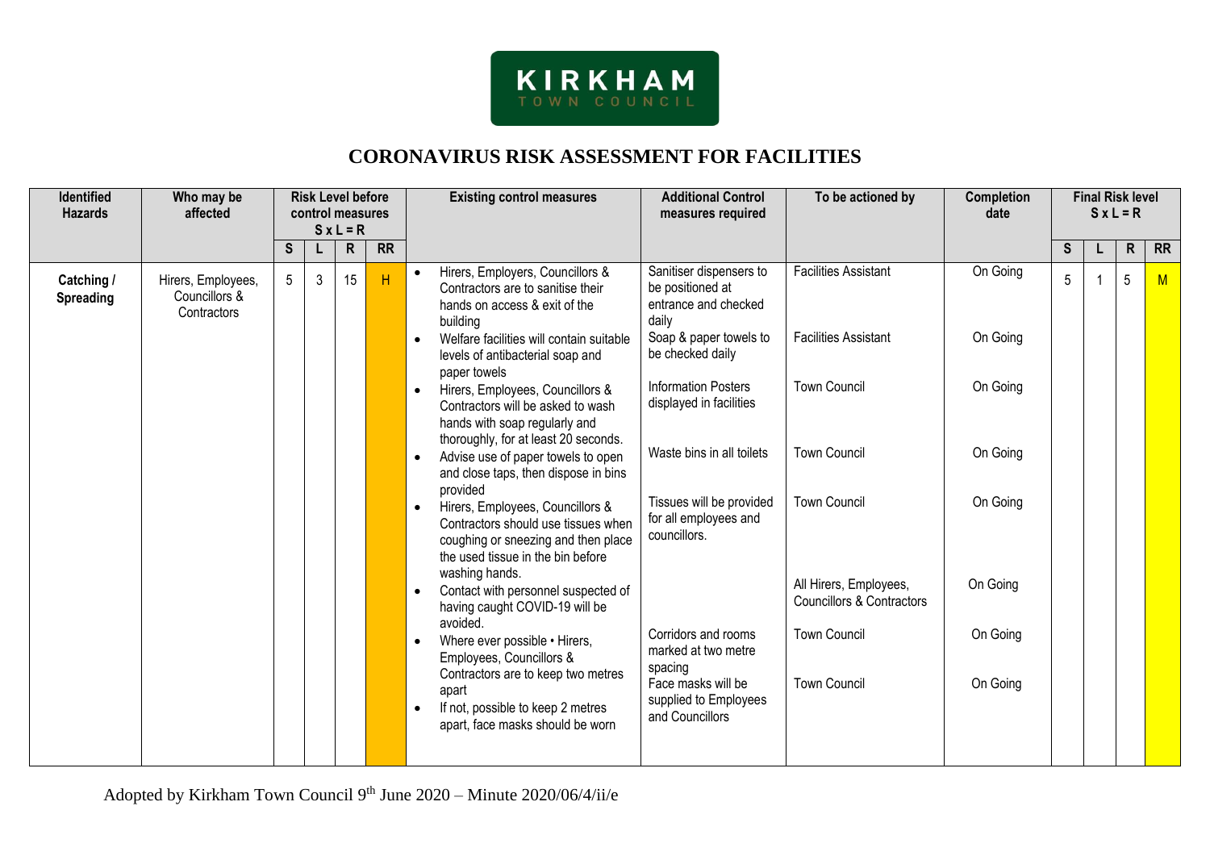KIRKHAM
TOWN COUNCIL

# CORONAVIRUS RISK ASSESSMENT FOR FACILITIES

| Identified Hazards | Who may be affected | Risk Level before control measures S x L = R | | | | Existing control measures | Additional Control measures required | To be actioned by | Completion date | Final Risk level S x L = R | | | |
|---|---|---|---|---|---|---|---|---|---|---|---|---|---|
| | | S | L | R | RR | | | | | S | L | R | RR |
| **Catching / Spreading** | Hirers, Employees, Councillors & Contractors | 5 | 3 | 15 | H | • Hirers, Employers, Councillors & Contractors are to sanitise their hands on access & exit of the building<br>• Welfare facilities will contain suitable levels of antibacterial soap and paper towels<br>• Hirers, Employees, Councillors & Contractors will be asked to wash hands with soap regularly and thoroughly, for at least 20 seconds.<br>• Advise use of paper towels to open and close taps, then dispose in bins provided<br>• Hirers, Employees, Councillors & Contractors should use tissues when coughing or sneezing and then place the used tissue in the bin before washing hands.<br>• Contact with personnel suspected of having caught COVID-19 will be avoided.<br>• Where ever possible • Hirers, Employees, Councillors & Contractors are to keep two metres apart<br>• If not, possible to keep 2 metres apart, face masks should be worn | Sanitiser dispensers to be positioned at entrance and checked daily<br>Soap & paper towels to be checked daily<br>Information Posters displayed in facilities<br>Waste bins in all toilets<br>Tissues will be provided for all employees and councillors.<br><br>Corridors and rooms marked at two metre spacing<br>Face masks will be supplied to Employees and Councillors | Facilities Assistant<br>Facilities Assistant<br>Town Council<br>Town Council<br>Town Council<br>All Hirers, Employees, Councillors & Contractors<br>Town Council<br>Town Council | On Going<br>On Going<br>On Going<br>On Going<br>On Going<br>On Going<br>On Going<br>On Going | 5 | 1 | 5 | M |

Adopted by Kirkham Town Council 9th June 2020 – Minute 2020/06/4/ii/e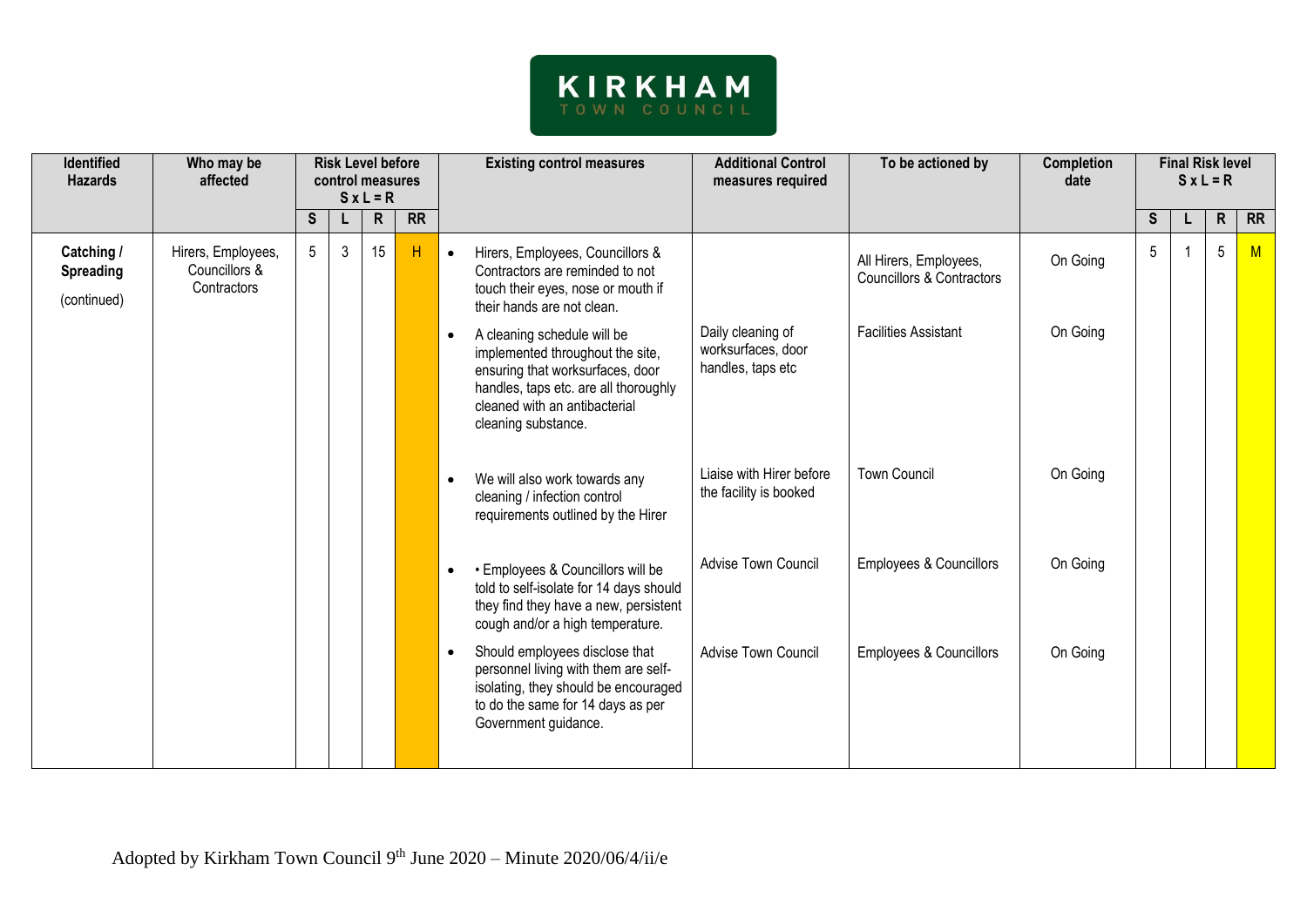**KIRKHAM**
TOWN COUNCIL

| Identified Hazards | Who may be affected | Risk Level before control measures S x L = R | | | | Existing control measures | Additional Control measures required | To be actioned by | Completion date | Final Risk level S x L = R | | | |
|---|---|---|---|---|---|---|---|---|---|---|---|---|---|
| | | S | L | R | RR | | | | | S | L | R | RR |
| **Catching / Spreading** (continued) | Hirers, Employees, Councillors & Contractors | 5 | 3 | 15 | H | • Hirers, Employees, Councillors & Contractors are reminded to not touch their eyes, nose or mouth if their hands are not clean. | | All Hirers, Employees, Councillors & Contractors | On Going | 5 | 1 | 5 | M |
| | | | | | | • A cleaning schedule will be implemented throughout the site, ensuring that worksurfaces, door handles, taps etc. are all thoroughly cleaned with an antibacterial cleaning substance. | Daily cleaning of worksurfaces, door handles, taps etc | Facilities Assistant | On Going | | | | |
| | | | | | | • We will also work towards any cleaning / infection control requirements outlined by the Hirer | Liaise with Hirer before the facility is booked | Town Council | On Going | | | | |
| | | | | | | • • Employees & Councillors will be told to self-isolate for 14 days should they find they have a new, persistent cough and/or a high temperature. | Advise Town Council | Employees & Councillors | On Going | | | | |
| | | | | | | • Should employees disclose that personnel living with them are self-isolating, they should be encouraged to do the same for 14 days as per Government guidance. | Advise Town Council | Employees & Councillors | On Going | | | | |

Adopted by Kirkham Town Council 9th June 2020 – Minute 2020/06/4/ii/e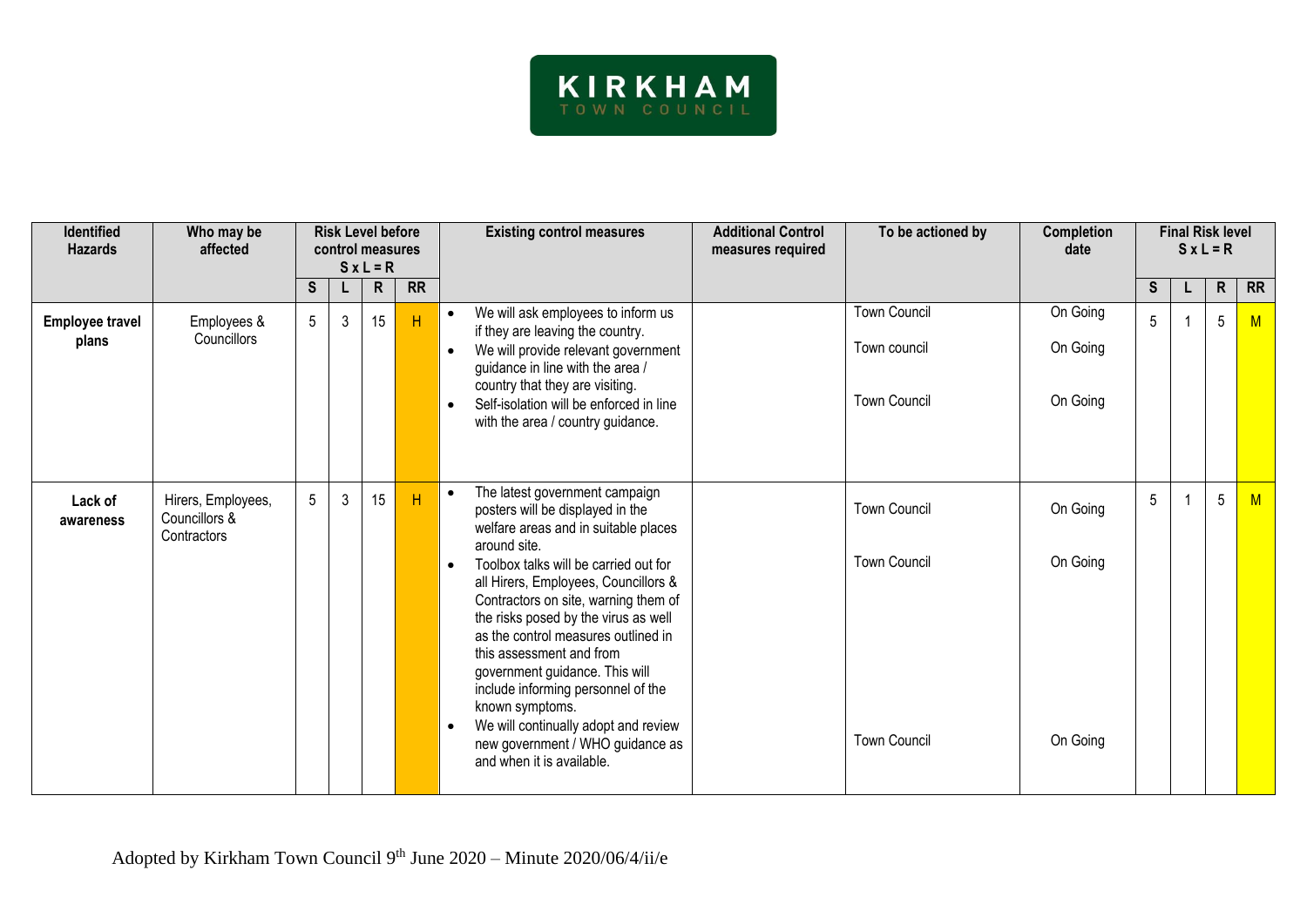KIRKHAM
TOWN COUNCIL

| Identified Hazards | Who may be affected | Risk Level before control measures S x L = R | | | | Existing control measures | Additional Control measures required | To be actioned by | Completion date | Final Risk level S x L = R | | | |
|---|---|---|---|---|---|---|---|---|---|---|---|---|---|
| | | S | L | R | RR | | | | | S | L | R | RR |
| **Employee travel plans** | Employees & Councillors | 5 | 3 | 15 | H | • We will ask employees to inform us if they are leaving the country.<br>• We will provide relevant government guidance in line with the area / country that they are visiting.<br>• Self-isolation will be enforced in line with the area / country guidance. | | Town Council<br>Town council<br>Town Council | On Going<br>On Going<br>On Going | 5 | 1 | 5 | M |
| **Lack of awareness** | Hirers, Employees, Councillors & Contractors | 5 | 3 | 15 | H | • The latest government campaign posters will be displayed in the welfare areas and in suitable places around site.<br>• Toolbox talks will be carried out for all Hirers, Employees, Councillors & Contractors on site, warning them of the risks posed by the virus as well as the control measures outlined in this assessment and from government guidance. This will include informing personnel of the known symptoms.<br>• We will continually adopt and review new government / WHO guidance as and when it is available. | | Town Council<br>Town Council<br>Town Council | On Going<br>On Going<br>On Going | 5 | 1 | 5 | M |

Adopted by Kirkham Town Council 9th June 2020 – Minute 2020/06/4/ii/e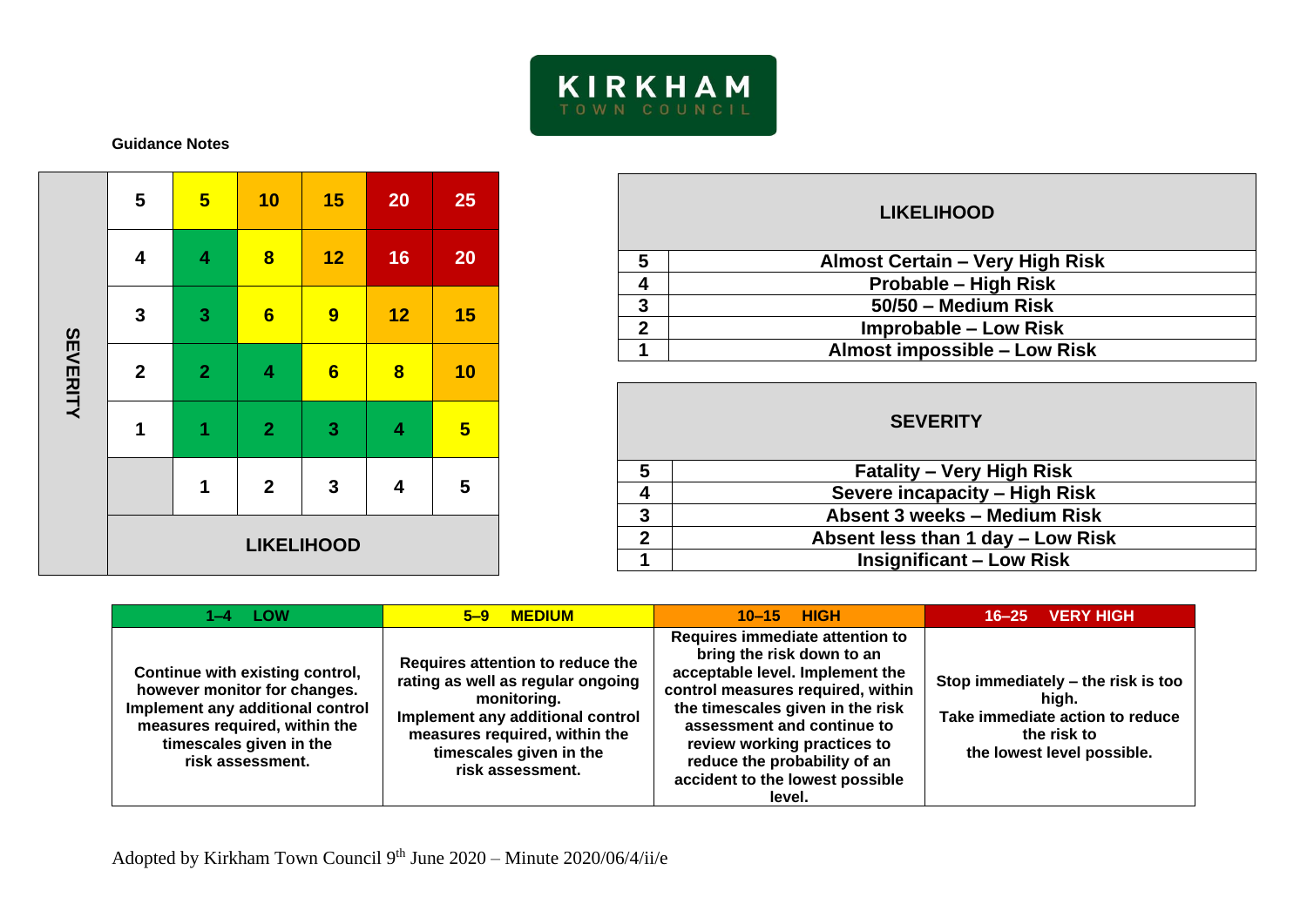KIRKHAM TOWN COUNCIL

**Guidance Notes**

| SEVERITY | | | | | |
|---|---|---|---|---|---|
| 5 | 5 | 10 | 15 | 20 | 25 |
| 4 | 4 | 8 | 12 | 16 | 20 |
| 3 | 3 | 6 | 9 | 12 | 15 |
| 2 | 2 | 4 | 6 | 8 | 10 |
| 1 | 1 | 2 | 3 | 4 | 5 |
| | 1 | 2 | 3 | 4 | 5 |
| | **LIKELIHOOD** | | | | |

| **LIKELIHOOD** | |
|---|---|
| 5 | Almost Certain – Very High Risk |
| 4 | Probable – High Risk |
| 3 | 50/50 – Medium Risk |
| 2 | Improbable – Low Risk |
| 1 | Almost impossible – Low Risk |

| **SEVERITY** | |
|---|---|
| 5 | Fatality – Very High Risk |
| 4 | Severe incapacity – High Risk |
| 3 | Absent 3 weeks – Medium Risk |
| 2 | Absent less than 1 day – Low Risk |
| 1 | Insignificant – Low Risk |

| 1–4 LOW | 5–9 MEDIUM | 10–15 HIGH | 16–25 VERY HIGH |
|---|---|---|---|
| Continue with existing control, however monitor for changes. Implement any additional control measures required, within the timescales given in the risk assessment. | Requires attention to reduce the rating as well as regular ongoing monitoring. Implement any additional control measures required, within the timescales given in the risk assessment. | Requires immediate attention to bring the risk down to an acceptable level. Implement the control measures required, within the timescales given in the risk assessment and continue to review working practices to reduce the probability of an accident to the lowest possible level. | Stop immediately – the risk is too high. Take immediate action to reduce the risk to the lowest level possible. |

Adopted by Kirkham Town Council 9th June 2020 – Minute 2020/06/4/ii/e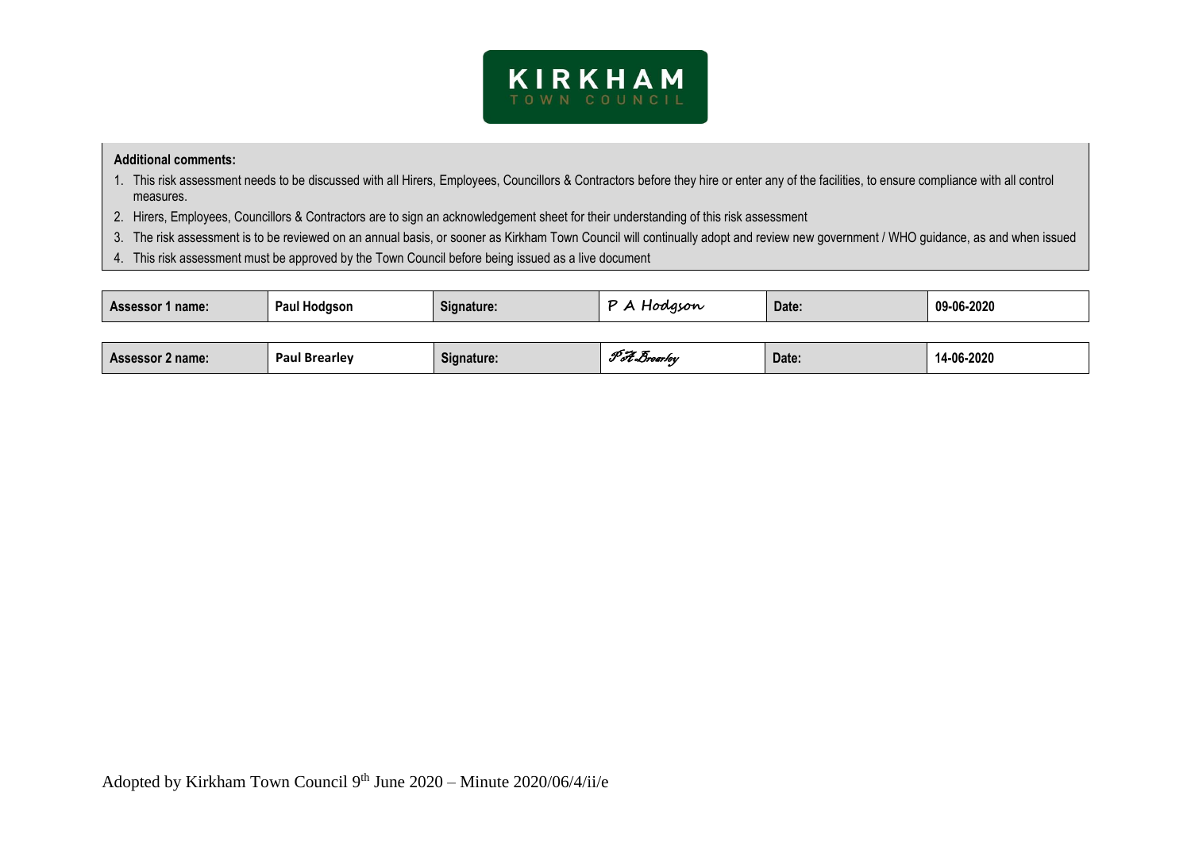KIRKHAM TOWN COUNCIL

**Additional comments:**

1. This risk assessment needs to be discussed with all Hirers, Employees, Councillors & Contractors before they hire or enter any of the facilities, to ensure compliance with all control measures.
2. Hirers, Employees, Councillors & Contractors are to sign an acknowledgement sheet for their understanding of this risk assessment
3. The risk assessment is to be reviewed on an annual basis, or sooner as Kirkham Town Council will continually adopt and review new government / WHO guidance, as and when issued
4. This risk assessment must be approved by the Town Council before being issued as a live document

| Assessor 1 name: | Paul Hodgson | Signature: | P A Hodgson | Date: | 09-06-2020 |
|---|---|---|---|---|---|

| Assessor 2 name: | Paul Brearley | Signature: | P A Brearley | Date: | 14-06-2020 |
|---|---|---|---|---|---|

Adopted by Kirkham Town Council 9th June 2020 – Minute 2020/06/4/ii/e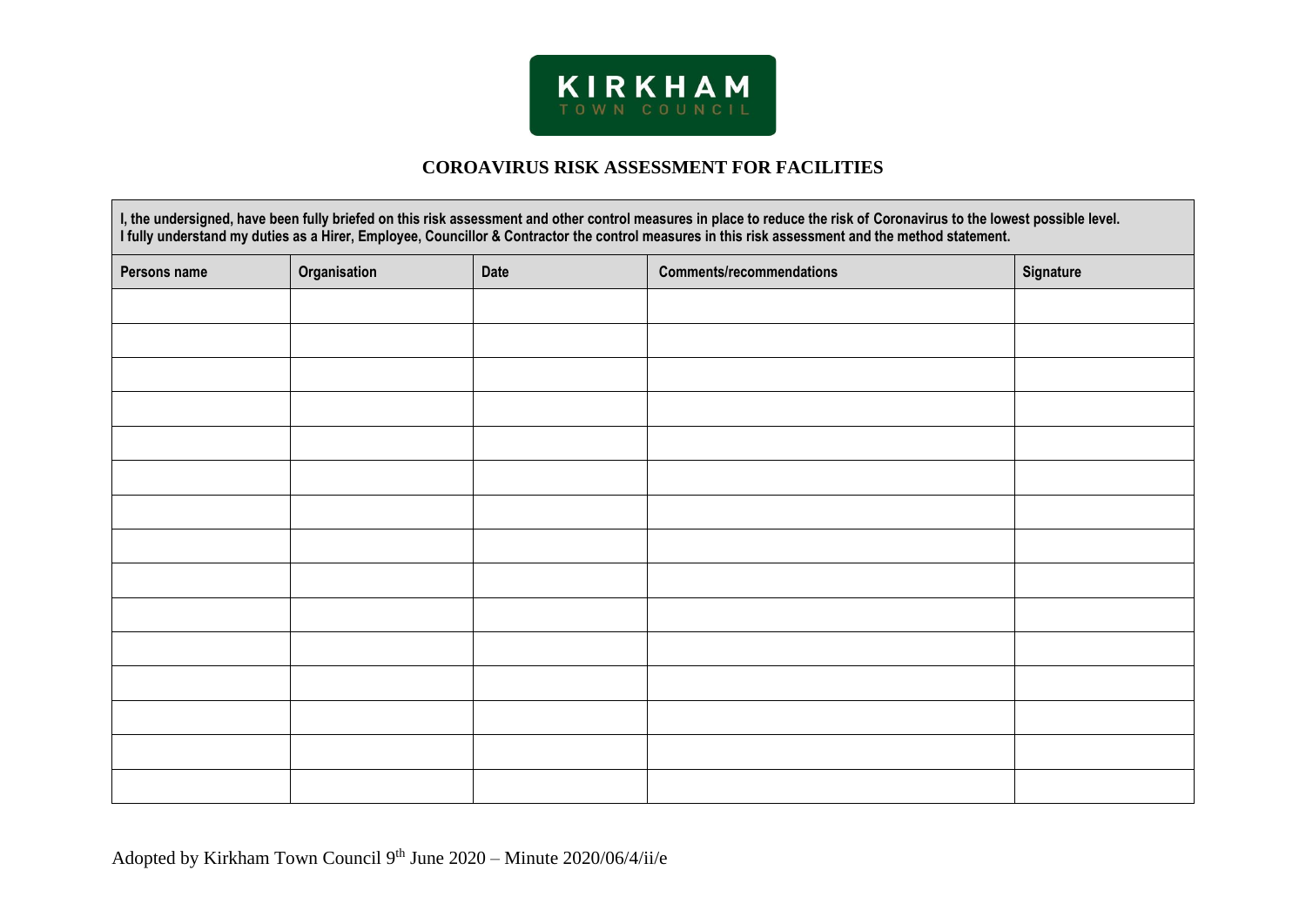KIRKHAM
TOWN COUNCIL

## COROAVIRUS RISK ASSESSMENT FOR FACILITIES

**I, the undersigned, have been fully briefed on this risk assessment and other control measures in place to reduce the risk of Coronavirus to the lowest possible level.**
**I fully understand my duties as a Hirer, Employee, Councillor & Contractor the control measures in this risk assessment and the method statement.**

| Persons name | Organisation | Date | Comments/recommendations | Signature |
|---|---|---|---|---|
| | | | | |
| | | | | |
| | | | | |
| | | | | |
| | | | | |
| | | | | |
| | | | | |
| | | | | |
| | | | | |
| | | | | |
| | | | | |
| | | | | |
| | | | | |
| | | | | |
| | | | | |

Adopted by Kirkham Town Council 9th June 2020 – Minute 2020/06/4/ii/e